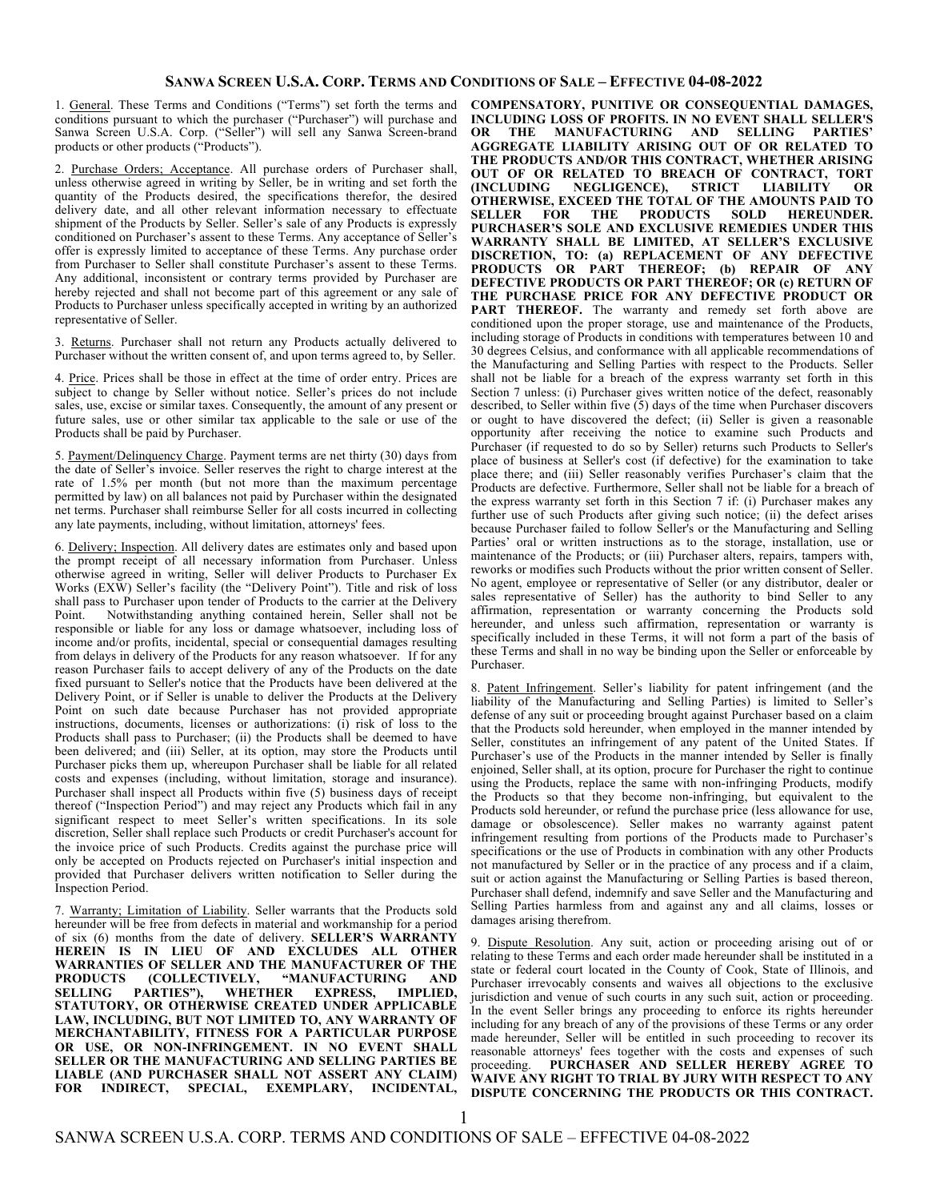# Sanwa Screen U.S.A. Corp. Terms and Conditions of Sale – Effective 04-08-2022

1. Underline General. These Terms and Conditions ("Terms") set forth the terms and conditions pursuant to which the purchaser ("Purchaser") will purchase and Sanwa Screen U.S.A. Corp. ("Seller") will sell any Sanwa Screen-brand products or other products ("Products").

2. Purchase Orders; Acceptance. All purchase orders of Purchaser shall, unless otherwise agreed in writing by Seller, be in writing and set forth the quantity of the Products desired, the specifications therefor, the desired delivery date, and all other relevant information necessary to effectuate shipment of the Products by Seller. Seller's sale of any Products is expressly conditioned on Purchaser's assent to these Terms. Any acceptance of Seller's offer is expressly limited to acceptance of these Terms. Any purchase order from Purchaser to Seller shall constitute Purchaser's assent to these Terms. Any additional, inconsistent or contrary terms provided by Purchaser are hereby rejected and shall not become part of this agreement or any sale of Products to Purchaser unless specifically accepted in writing by an authorized representative of Seller.

3. Returns. Purchaser shall not return any Products actually delivered to Purchaser without the written consent of, and upon terms agreed to, by Seller.

4. Price. Prices shall be those in effect at the time of order entry. Prices are subject to change by Seller without notice. Seller's prices do not include sales, use, excise or similar taxes. Consequently, the amount of any present or future sales, use or other similar tax applicable to the sale or use of the Products shall be paid by Purchaser.

5. Payment/Delinquency Charge. Payment terms are net thirty (30) days from the date of Seller's invoice. Seller reserves the right to charge interest at the rate of 1.5% per month (but not more than the maximum percentage permitted by law) on all balances not paid by Purchaser within the designated net terms. Purchaser shall reimburse Seller for all costs incurred in collecting any late payments, including, without limitation, attorneys' fees.

6. Delivery; Inspection. All delivery dates are estimates only and based upon the prompt receipt of all necessary information from Purchaser. Unless otherwise agreed in writing, Seller will deliver Products to Purchaser Ex Works (EXW) Seller's facility (the "Delivery Point"). Title and risk of loss shall pass to Purchaser upon tender of Products to the carrier at the Delivery Point. Notwithstanding anything contained herein, Seller shall not be responsible or liable for any loss or damage whatsoever, including loss of income and/or profits, incidental, special or consequential damages resulting from delays in delivery of the Products for any reason whatsoever. If for any reason Purchaser fails to accept delivery of any of the Products on the date fixed pursuant to Seller's notice that the Products have been delivered at the Delivery Point, or if Seller is unable to deliver the Products at the Delivery Point on such date because Purchaser has not provided appropriate instructions, documents, licenses or authorizations: (i) risk of loss to the Products shall pass to Purchaser; (ii) the Products shall be deemed to have been delivered; and (iii) Seller, at its option, may store the Products until Purchaser picks them up, whereupon Purchaser shall be liable for all related costs and expenses (including, without limitation, storage and insurance). Purchaser shall inspect all Products within five (5) business days of receipt thereof ("Inspection Period") and may reject any Products which fail in any significant respect to meet Seller's written specifications. In its sole discretion, Seller shall replace such Products or credit Purchaser's account for the invoice price of such Products. Credits against the purchase price will only be accepted on Products rejected on Purchaser's initial inspection and provided that Purchaser delivers written notification to Seller during the Inspection Period.

7. Warranty; Limitation of Liability. Seller warrants that the Products sold hereunder will be free from defects in material and workmanship for a period of six (6) months from the date of delivery. **SELLER'S WARRANTY HEREIN IS IN LIEU OF AND EXCLUDES ALL OTHER WARRANTIES OF SELLER AND THE MANUFACTURER OF THE PRODUCTS (COLLECTIVELY, "MANUFACTURING AND SELLING PARTIES"), WHETHER EXPRESS, IMPLIED, STATUTORY, OR OTHERWISE CREATED UNDER APPLICABLE LAW, INCLUDING, BUT NOT LIMITED TO, ANY WARRANTY OF MERCHANTABILITY, FITNESS FOR A PARTICULAR PURPOSE OR USE, OR NON-INFRINGEMENT. IN NO EVENT SHALL SELLER OR THE MANUFACTURING AND SELLING PARTIES BE LIABLE (AND PURCHASER SHALL NOT ASSERT ANY CLAIM) FOR INDIRECT, SPECIAL, EXEMPLARY, INCIDENTAL, COMPENSATORY, PUNITIVE OR CONSEQUENTIAL DAMAGES, INCLUDING LOSS OF PROFITS. IN NO EVENT SHALL SELLER'S OR THE MANUFACTURING AND SELLING PARTIES' AGGREGATE LIABILITY ARISING OUT OF OR RELATED TO THE PRODUCTS AND/OR THIS CONTRACT, WHETHER ARISING OUT OF OR RELATED TO BREACH OF CONTRACT, TORT (INCLUDING NEGLIGENCE), STRICT LIABILITY OR OTHERWISE, EXCEED THE TOTAL OF THE AMOUNTS PAID TO SELLER FOR THE PRODUCTS SOLD HEREUNDER. PURCHASER'S SOLE AND EXCLUSIVE REMEDIES UNDER THIS WARRANTY SHALL BE LIMITED, AT SELLER'S EXCLUSIVE DISCRETION, TO: (a) REPLACEMENT OF ANY DEFECTIVE PRODUCTS OR PART THEREOF; (b) REPAIR OF ANY DEFECTIVE PRODUCTS OR PART THEREOF; OR (c) RETURN OF THE PURCHASE PRICE FOR ANY DEFECTIVE PRODUCT OR PART THEREOF.** The warranty and remedy set forth above are conditioned upon the proper storage, use and maintenance of the Products, including storage of Products in conditions with temperatures between 10 and 30 degrees Celsius, and conformance with all applicable recommendations of the Manufacturing and Selling Parties with respect to the Products. Seller shall not be liable for a breach of the express warranty set forth in this Section 7 unless: (i) Purchaser gives written notice of the defect, reasonably described, to Seller within five (5) days of the time when Purchaser discovers or ought to have discovered the defect; (ii) Seller is given a reasonable opportunity after receiving the notice to examine such Products and Purchaser (if requested to do so by Seller) returns such Products to Seller's place of business at Seller's cost (if defective) for the examination to take place there; and (iii) Seller reasonably verifies Purchaser's claim that the Products are defective. Furthermore, Seller shall not be liable for a breach of the express warranty set forth in this Section 7 if: (i) Purchaser makes any further use of such Products after giving such notice; (ii) the defect arises because Purchaser failed to follow Seller's or the Manufacturing and Selling Parties' oral or written instructions as to the storage, installation, use or maintenance of the Products; or (iii) Purchaser alters, repairs, tampers with, reworks or modifies such Products without the prior written consent of Seller. No agent, employee or representative of Seller (or any distributor, dealer or sales representative of Seller) has the authority to bind Seller to any affirmation, representation or warranty concerning the Products sold hereunder, and unless such affirmation, representation or warranty is specifically included in these Terms, it will not form a part of the basis of these Terms and shall in no way be binding upon the Seller or enforceable by Purchaser.

8. Patent Infringement. Seller's liability for patent infringement (and the liability of the Manufacturing and Selling Parties) is limited to Seller's defense of any suit or proceeding brought against Purchaser based on a claim that the Products sold hereunder, when employed in the manner intended by Seller, constitutes an infringement of any patent of the United States. If Purchaser's use of the Products in the manner intended by Seller is finally enjoined, Seller shall, at its option, procure for Purchaser the right to continue using the Products, replace the same with non-infringing Products, modify the Products so that they become non-infringing, but equivalent to the Products sold hereunder, or refund the purchase price (less allowance for use, damage or obsolescence). Seller makes no warranty against patent infringement resulting from portions of the Products made to Purchaser's specifications or the use of Products in combination with any other Products not manufactured by Seller or in the practice of any process and if a claim, suit or action against the Manufacturing or Selling Parties is based thereon, Purchaser shall defend, indemnify and save Seller and the Manufacturing and Selling Parties harmless from and against any and all claims, losses or damages arising therefrom.

9. Dispute Resolution. Any suit, action or proceeding arising out of or relating to these Terms and each order made hereunder shall be instituted in a state or federal court located in the County of Cook, State of Illinois, and Purchaser irrevocably consents and waives all objections to the exclusive jurisdiction and venue of such courts in any such suit, action or proceeding. In the event Seller brings any proceeding to enforce its rights hereunder including for any breach of any of the provisions of these Terms or any order made hereunder, Seller will be entitled in such proceeding to recover its reasonable attorneys' fees together with the costs and expenses of such proceeding. **PURCHASER AND SELLER HEREBY AGREE TO WAIVE ANY RIGHT TO TRIAL BY JURY WITH RESPECT TO ANY DISPUTE CONCERNING THE PRODUCTS OR THIS CONTRACT.**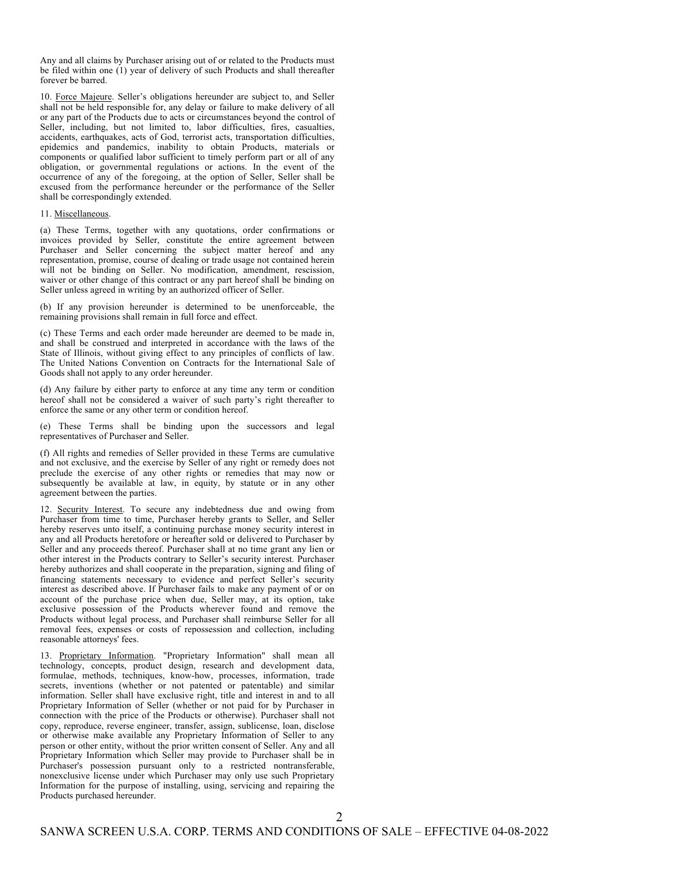Any and all claims by Purchaser arising out of or related to the Products must be filed within one (1) year of delivery of such Products and shall thereafter forever be barred.

10. Force Majeure. Seller's obligations hereunder are subject to, and Seller shall not be held responsible for, any delay or failure to make delivery of all or any part of the Products due to acts or circumstances beyond the control of Seller, including, but not limited to, labor difficulties, fires, casualties, accidents, earthquakes, acts of God, terrorist acts, transportation difficulties, epidemics and pandemics, inability to obtain Products, materials or components or qualified labor sufficient to timely perform part or all of any obligation, or governmental regulations or actions. In the event of the occurrence of any of the foregoing, at the option of Seller, Seller shall be excused from the performance hereunder or the performance of the Seller shall be correspondingly extended.

11. Miscellaneous.

(a) These Terms, together with any quotations, order confirmations or invoices provided by Seller, constitute the entire agreement between Purchaser and Seller concerning the subject matter hereof and any representation, promise, course of dealing or trade usage not contained herein will not be binding on Seller. No modification, amendment, rescission, waiver or other change of this contract or any part hereof shall be binding on Seller unless agreed in writing by an authorized officer of Seller.

(b) If any provision hereunder is determined to be unenforceable, the remaining provisions shall remain in full force and effect.

(c) These Terms and each order made hereunder are deemed to be made in, and shall be construed and interpreted in accordance with the laws of the State of Illinois, without giving effect to any principles of conflicts of law. The United Nations Convention on Contracts for the International Sale of Goods shall not apply to any order hereunder.

(d) Any failure by either party to enforce at any time any term or condition hereof shall not be considered a waiver of such party's right thereafter to enforce the same or any other term or condition hereof.

(e) These Terms shall be binding upon the successors and legal representatives of Purchaser and Seller.

(f) All rights and remedies of Seller provided in these Terms are cumulative and not exclusive, and the exercise by Seller of any right or remedy does not preclude the exercise of any other rights or remedies that may now or subsequently be available at law, in equity, by statute or in any other agreement between the parties.

12. Security Interest. To secure any indebtedness due and owing from Purchaser from time to time, Purchaser hereby grants to Seller, and Seller hereby reserves unto itself, a continuing purchase money security interest in any and all Products heretofore or hereafter sold or delivered to Purchaser by Seller and any proceeds thereof. Purchaser shall at no time grant any lien or other interest in the Products contrary to Seller's security interest. Purchaser hereby authorizes and shall cooperate in the preparation, signing and filing of financing statements necessary to evidence and perfect Seller's security interest as described above. If Purchaser fails to make any payment of or on account of the purchase price when due, Seller may, at its option, take exclusive possession of the Products wherever found and remove the Products without legal process, and Purchaser shall reimburse Seller for all removal fees, expenses or costs of repossession and collection, including reasonable attorneys' fees.

13. Proprietary Information. "Proprietary Information" shall mean all technology, concepts, product design, research and development data, formulae, methods, techniques, know-how, processes, information, trade secrets, inventions (whether or not patented or patentable) and similar information. Seller shall have exclusive right, title and interest in and to all Proprietary Information of Seller (whether or not paid for by Purchaser in connection with the price of the Products or otherwise). Purchaser shall not copy, reproduce, reverse engineer, transfer, assign, sublicense, loan, disclose or otherwise make available any Proprietary Information of Seller to any person or other entity, without the prior written consent of Seller. Any and all Proprietary Information which Seller may provide to Purchaser shall be in Purchaser's possession pursuant only to a restricted nontransferable, nonexclusive license under which Purchaser may only use such Proprietary Information for the purpose of installing, using, servicing and repairing the Products purchased hereunder.